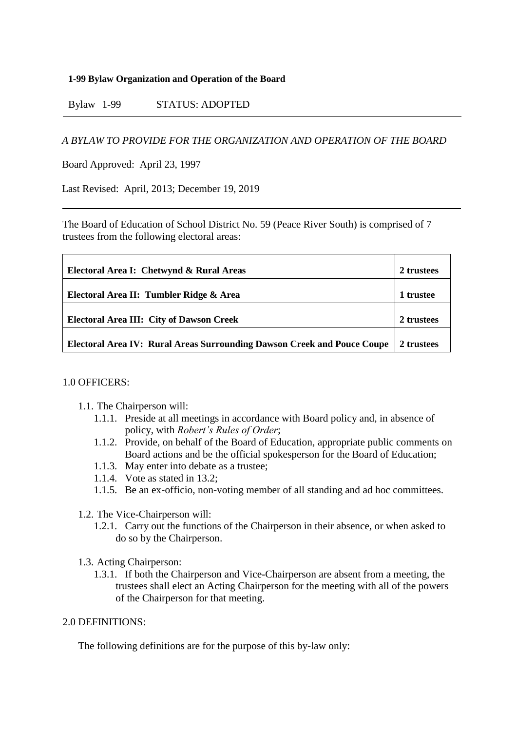**1-99 Bylaw Organization and Operation of the Board**

Bylaw 1-99 STATUS: ADOPTED

---

*A BYLAW TO PROVIDE FOR THE ORGANIZATION AND OPERATION OF THE BOARD*

Board Approved: April 23, 1997

Last Revised: April, 2013; December 19, 2019

---

The Board of Education of School District No. 59 (Peace River South) is comprised of 7 trustees from the following electoral areas:

| | |
|---|---|
| **Electoral Area I: Chetwynd & Rural Areas** | **2 trustees** |
| **Electoral Area II: Tumbler Ridge & Area** | **1 trustee** |
| **Electoral Area III: City of Dawson Creek** | **2 trustees** |
| **Electoral Area IV: Rural Areas Surrounding Dawson Creek and Pouce Coupe** | **2 trustees** |

1.0 OFFICERS:

1.1. The Chairperson will:
- 1.1.1. Preside at all meetings in accordance with Board policy and, in absence of policy, with *Robert's Rules of Order*;
- 1.1.2. Provide, on behalf of the Board of Education, appropriate public comments on Board actions and be the official spokesperson for the Board of Education;
- 1.1.3. May enter into debate as a trustee;
- 1.1.4. Vote as stated in 13.2;
- 1.1.5. Be an ex-officio, non-voting member of all standing and ad hoc committees.

1.2. The Vice-Chairperson will:
- 1.2.1. Carry out the functions of the Chairperson in their absence, or when asked to do so by the Chairperson.

1.3. Acting Chairperson:
- 1.3.1. If both the Chairperson and Vice-Chairperson are absent from a meeting, the trustees shall elect an Acting Chairperson for the meeting with all of the powers of the Chairperson for that meeting.

2.0 DEFINITIONS:

The following definitions are for the purpose of this by-law only: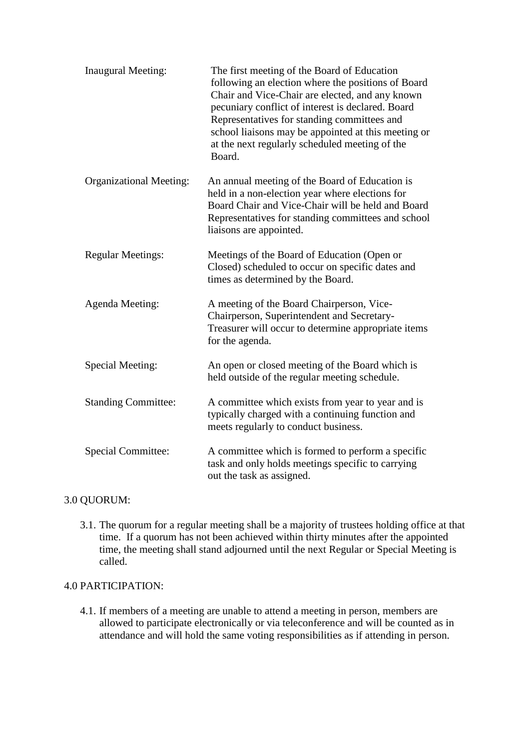| | |
|---|---|
| Inaugural Meeting: | The first meeting of the Board of Education following an election where the positions of Board Chair and Vice-Chair are elected, and any known pecuniary conflict of interest is declared. Board Representatives for standing committees and school liaisons may be appointed at this meeting or at the next regularly scheduled meeting of the Board. |
| Organizational Meeting: | An annual meeting of the Board of Education is held in a non-election year where elections for Board Chair and Vice-Chair will be held and Board Representatives for standing committees and school liaisons are appointed. |
| Regular Meetings: | Meetings of the Board of Education (Open or Closed) scheduled to occur on specific dates and times as determined by the Board. |
| Agenda Meeting: | A meeting of the Board Chairperson, Vice-Chairperson, Superintendent and Secretary-Treasurer will occur to determine appropriate items for the agenda. |
| Special Meeting: | An open or closed meeting of the Board which is held outside of the regular meeting schedule. |
| Standing Committee: | A committee which exists from year to year and is typically charged with a continuing function and meets regularly to conduct business. |
| Special Committee: | A committee which is formed to perform a specific task and only holds meetings specific to carrying out the task as assigned. |

3.0 QUORUM:

3.1. The quorum for a regular meeting shall be a majority of trustees holding office at that time. If a quorum has not been achieved within thirty minutes after the appointed time, the meeting shall stand adjourned until the next Regular or Special Meeting is called.

4.0 PARTICIPATION:

4.1. If members of a meeting are unable to attend a meeting in person, members are allowed to participate electronically or via teleconference and will be counted as in attendance and will hold the same voting responsibilities as if attending in person.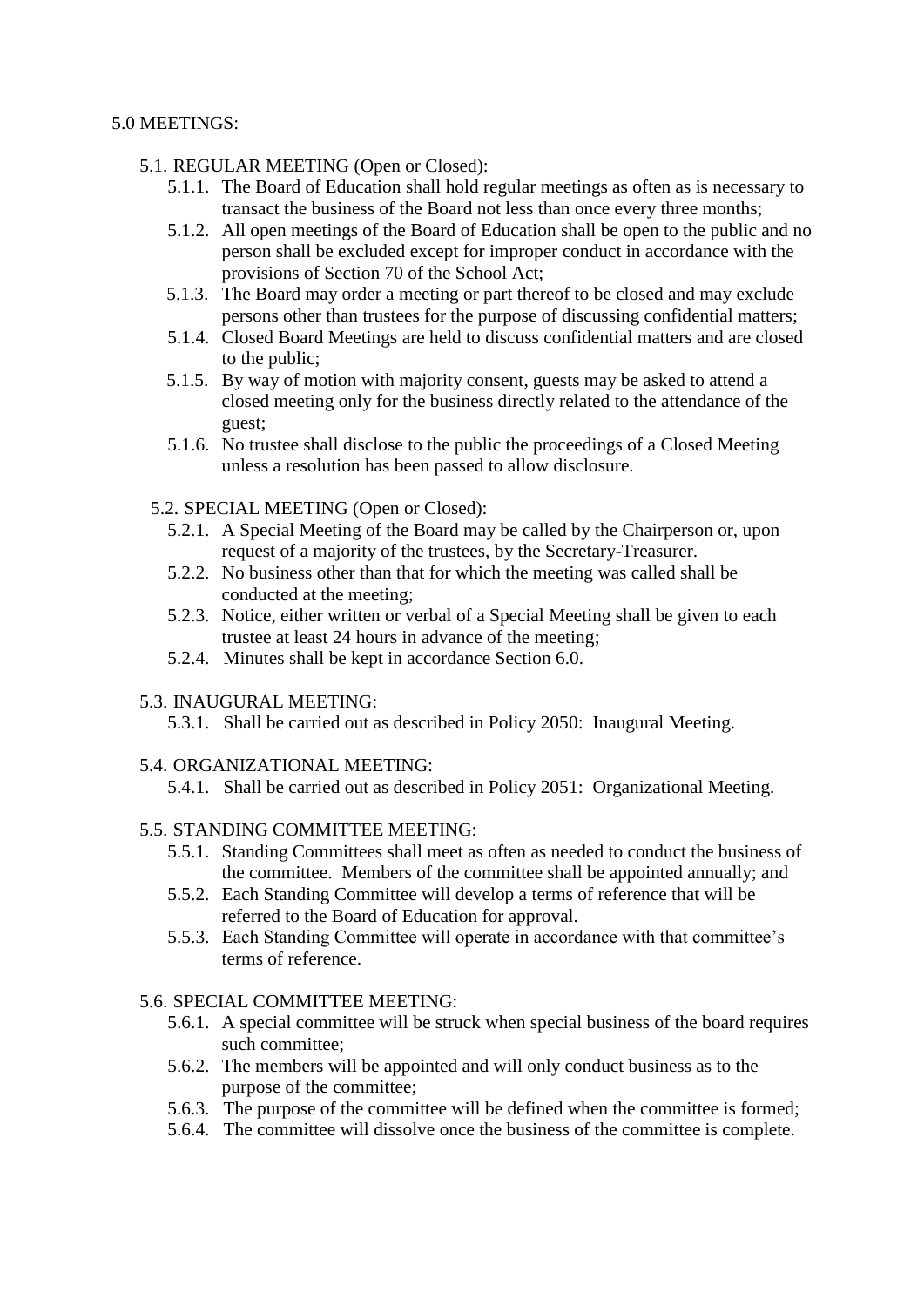## 5.0 MEETINGS:

### 5.1. REGULAR MEETING (Open or Closed):

- 5.1.1. The Board of Education shall hold regular meetings as often as is necessary to transact the business of the Board not less than once every three months;
- 5.1.2. All open meetings of the Board of Education shall be open to the public and no person shall be excluded except for improper conduct in accordance with the provisions of Section 70 of the School Act;
- 5.1.3. The Board may order a meeting or part thereof to be closed and may exclude persons other than trustees for the purpose of discussing confidential matters;
- 5.1.4. Closed Board Meetings are held to discuss confidential matters and are closed to the public;
- 5.1.5. By way of motion with majority consent, guests may be asked to attend a closed meeting only for the business directly related to the attendance of the guest;
- 5.1.6. No trustee shall disclose to the public the proceedings of a Closed Meeting unless a resolution has been passed to allow disclosure.

### 5.2. SPECIAL MEETING (Open or Closed):

- 5.2.1. A Special Meeting of the Board may be called by the Chairperson or, upon request of a majority of the trustees, by the Secretary-Treasurer.
- 5.2.2. No business other than that for which the meeting was called shall be conducted at the meeting;
- 5.2.3. Notice, either written or verbal of a Special Meeting shall be given to each trustee at least 24 hours in advance of the meeting;
- 5.2.4. Minutes shall be kept in accordance Section 6.0.

### 5.3. INAUGURAL MEETING:

- 5.3.1. Shall be carried out as described in Policy 2050: Inaugural Meeting.

### 5.4. ORGANIZATIONAL MEETING:

- 5.4.1. Shall be carried out as described in Policy 2051: Organizational Meeting.

### 5.5. STANDING COMMITTEE MEETING:

- 5.5.1. Standing Committees shall meet as often as needed to conduct the business of the committee. Members of the committee shall be appointed annually; and
- 5.5.2. Each Standing Committee will develop a terms of reference that will be referred to the Board of Education for approval.
- 5.5.3. Each Standing Committee will operate in accordance with that committee's terms of reference.

### 5.6. SPECIAL COMMITTEE MEETING:

- 5.6.1. A special committee will be struck when special business of the board requires such committee;
- 5.6.2. The members will be appointed and will only conduct business as to the purpose of the committee;
- 5.6.3. The purpose of the committee will be defined when the committee is formed;
- 5.6.4. The committee will dissolve once the business of the committee is complete.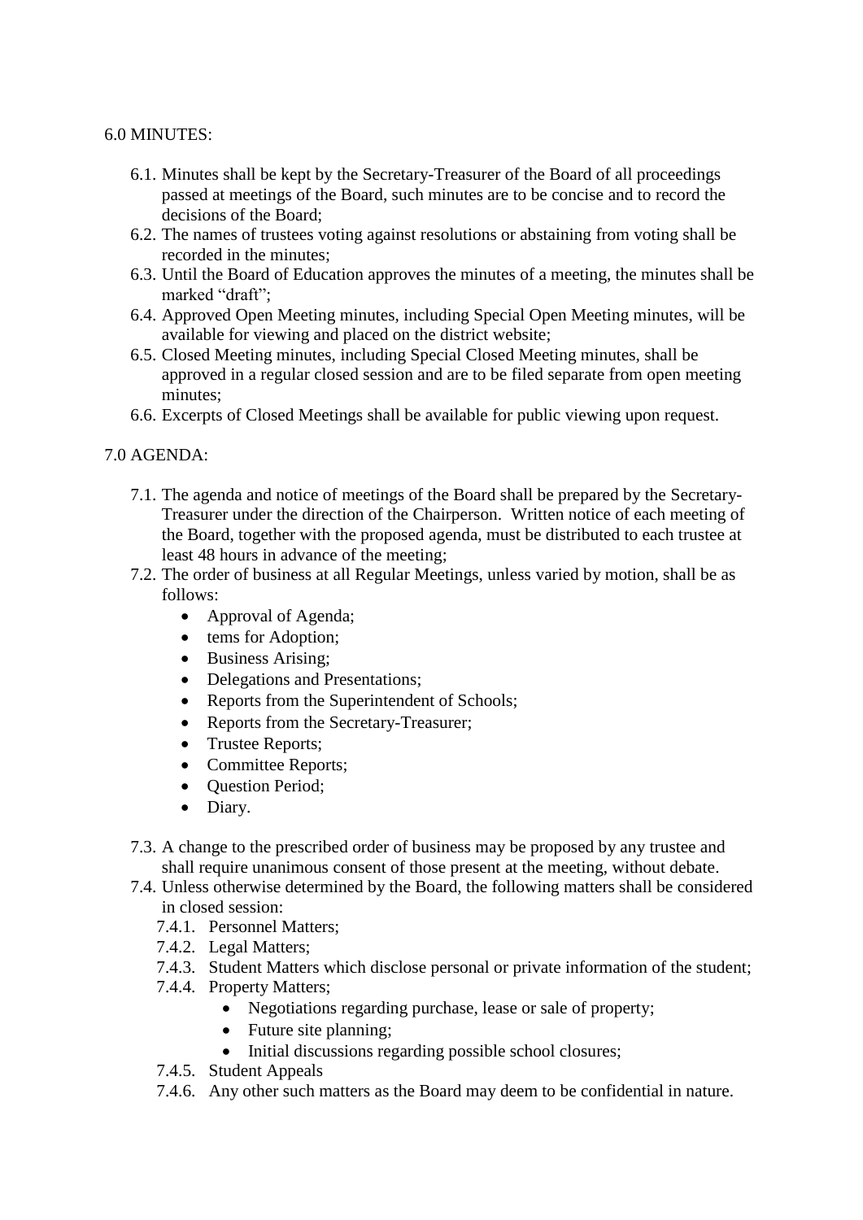6.0 MINUTES:

6.1. Minutes shall be kept by the Secretary-Treasurer of the Board of all proceedings passed at meetings of the Board, such minutes are to be concise and to record the decisions of the Board;

6.2. The names of trustees voting against resolutions or abstaining from voting shall be recorded in the minutes;

6.3. Until the Board of Education approves the minutes of a meeting, the minutes shall be marked “draft”;

6.4. Approved Open Meeting minutes, including Special Open Meeting minutes, will be available for viewing and placed on the district website;

6.5. Closed Meeting minutes, including Special Closed Meeting minutes, shall be approved in a regular closed session and are to be filed separate from open meeting minutes;

6.6. Excerpts of Closed Meetings shall be available for public viewing upon request.

7.0 AGENDA:

7.1. The agenda and notice of meetings of the Board shall be prepared by the Secretary-Treasurer under the direction of the Chairperson. Written notice of each meeting of the Board, together with the proposed agenda, must be distributed to each trustee at least 48 hours in advance of the meeting;

7.2. The order of business at all Regular Meetings, unless varied by motion, shall be as follows:
- Approval of Agenda;
- tems for Adoption;
- Business Arising;
- Delegations and Presentations;
- Reports from the Superintendent of Schools;
- Reports from the Secretary-Treasurer;
- Trustee Reports;
- Committee Reports;
- Question Period;
- Diary.

7.3. A change to the prescribed order of business may be proposed by any trustee and shall require unanimous consent of those present at the meeting, without debate.

7.4. Unless otherwise determined by the Board, the following matters shall be considered in closed session:
   - 7.4.1. Personnel Matters;
   - 7.4.2. Legal Matters;
   - 7.4.3. Student Matters which disclose personal or private information of the student;
   - 7.4.4. Property Matters;
     - Negotiations regarding purchase, lease or sale of property;
     - Future site planning;
     - Initial discussions regarding possible school closures;
   - 7.4.5. Student Appeals
   - 7.4.6. Any other such matters as the Board may deem to be confidential in nature.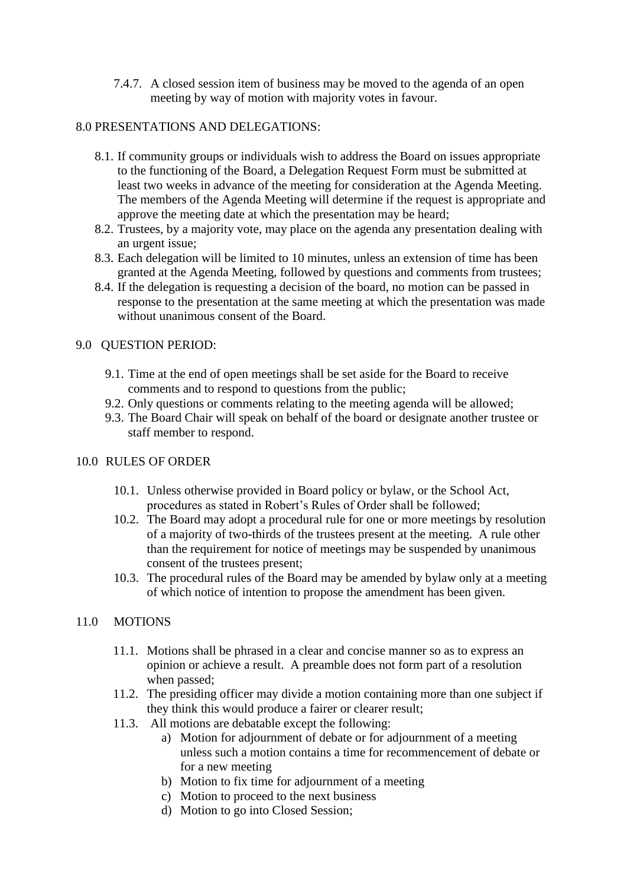7.4.7. A closed session item of business may be moved to the agenda of an open meeting by way of motion with majority votes in favour.

## 8.0 PRESENTATIONS AND DELEGATIONS:

8.1. If community groups or individuals wish to address the Board on issues appropriate to the functioning of the Board, a Delegation Request Form must be submitted at least two weeks in advance of the meeting for consideration at the Agenda Meeting. The members of the Agenda Meeting will determine if the request is appropriate and approve the meeting date at which the presentation may be heard;

8.2. Trustees, by a majority vote, may place on the agenda any presentation dealing with an urgent issue;

8.3. Each delegation will be limited to 10 minutes, unless an extension of time has been granted at the Agenda Meeting, followed by questions and comments from trustees;

8.4. If the delegation is requesting a decision of the board, no motion can be passed in response to the presentation at the same meeting at which the presentation was made without unanimous consent of the Board.

## 9.0 QUESTION PERIOD:

9.1. Time at the end of open meetings shall be set aside for the Board to receive comments and to respond to questions from the public;

9.2. Only questions or comments relating to the meeting agenda will be allowed;

9.3. The Board Chair will speak on behalf of the board or designate another trustee or staff member to respond.

## 10.0 RULES OF ORDER

10.1. Unless otherwise provided in Board policy or bylaw, or the School Act, procedures as stated in Robert's Rules of Order shall be followed;

10.2. The Board may adopt a procedural rule for one or more meetings by resolution of a majority of two-thirds of the trustees present at the meeting. A rule other than the requirement for notice of meetings may be suspended by unanimous consent of the trustees present;

10.3. The procedural rules of the Board may be amended by bylaw only at a meeting of which notice of intention to propose the amendment has been given.

## 11.0 MOTIONS

11.1. Motions shall be phrased in a clear and concise manner so as to express an opinion or achieve a result. A preamble does not form part of a resolution when passed;

11.2. The presiding officer may divide a motion containing more than one subject if they think this would produce a fairer or clearer result;

11.3. All motions are debatable except the following:

a) Motion for adjournment of debate or for adjournment of a meeting unless such a motion contains a time for recommencement of debate or for a new meeting
b) Motion to fix time for adjournment of a meeting
c) Motion to proceed to the next business
d) Motion to go into Closed Session;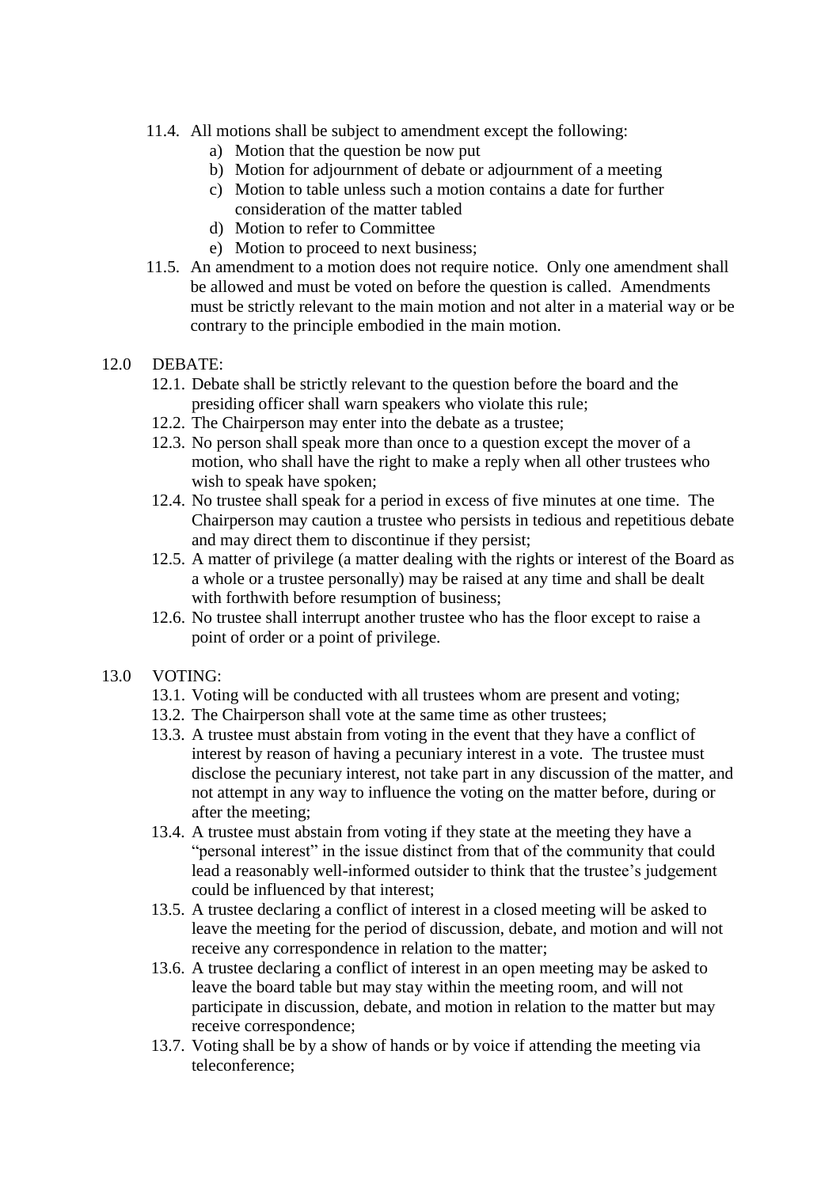11.4. All motions shall be subject to amendment except the following:

a) Motion that the question be now put
b) Motion for adjournment of debate or adjournment of a meeting
c) Motion to table unless such a motion contains a date for further consideration of the matter tabled
d) Motion to refer to Committee
e) Motion to proceed to next business;

11.5. An amendment to a motion does not require notice. Only one amendment shall be allowed and must be voted on before the question is called. Amendments must be strictly relevant to the main motion and not alter in a material way or be contrary to the principle embodied in the main motion.

## 12.0 DEBATE:

12.1. Debate shall be strictly relevant to the question before the board and the presiding officer shall warn speakers who violate this rule;

12.2. The Chairperson may enter into the debate as a trustee;

12.3. No person shall speak more than once to a question except the mover of a motion, who shall have the right to make a reply when all other trustees who wish to speak have spoken;

12.4. No trustee shall speak for a period in excess of five minutes at one time. The Chairperson may caution a trustee who persists in tedious and repetitious debate and may direct them to discontinue if they persist;

12.5. A matter of privilege (a matter dealing with the rights or interest of the Board as a whole or a trustee personally) may be raised at any time and shall be dealt with forthwith before resumption of business;

12.6. No trustee shall interrupt another trustee who has the floor except to raise a point of order or a point of privilege.

## 13.0 VOTING:

13.1. Voting will be conducted with all trustees whom are present and voting;

13.2. The Chairperson shall vote at the same time as other trustees;

13.3. A trustee must abstain from voting in the event that they have a conflict of interest by reason of having a pecuniary interest in a vote. The trustee must disclose the pecuniary interest, not take part in any discussion of the matter, and not attempt in any way to influence the voting on the matter before, during or after the meeting;

13.4. A trustee must abstain from voting if they state at the meeting they have a "personal interest" in the issue distinct from that of the community that could lead a reasonably well-informed outsider to think that the trustee's judgement could be influenced by that interest;

13.5. A trustee declaring a conflict of interest in a closed meeting will be asked to leave the meeting for the period of discussion, debate, and motion and will not receive any correspondence in relation to the matter;

13.6. A trustee declaring a conflict of interest in an open meeting may be asked to leave the board table but may stay within the meeting room, and will not participate in discussion, debate, and motion in relation to the matter but may receive correspondence;

13.7. Voting shall be by a show of hands or by voice if attending the meeting via teleconference;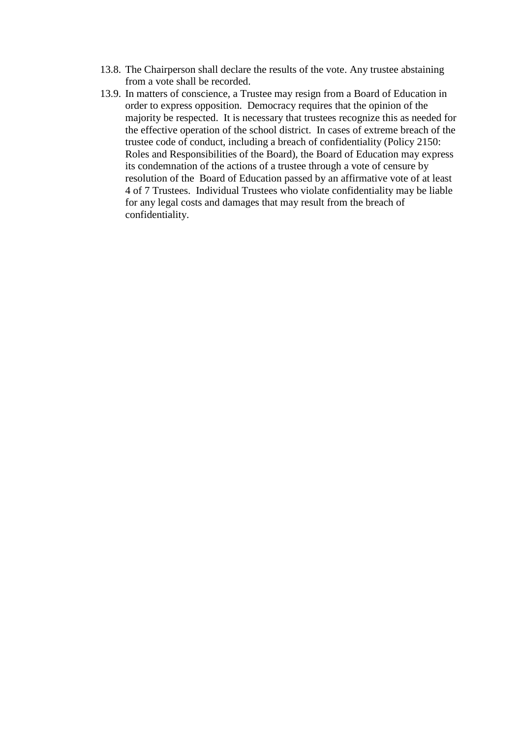13.8. The Chairperson shall declare the results of the vote. Any trustee abstaining from a vote shall be recorded.

13.9. In matters of conscience, a Trustee may resign from a Board of Education in order to express opposition. Democracy requires that the opinion of the majority be respected. It is necessary that trustees recognize this as needed for the effective operation of the school district. In cases of extreme breach of the trustee code of conduct, including a breach of confidentiality (Policy 2150: Roles and Responsibilities of the Board), the Board of Education may express its condemnation of the actions of a trustee through a vote of censure by resolution of the Board of Education passed by an affirmative vote of at least 4 of 7 Trustees. Individual Trustees who violate confidentiality may be liable for any legal costs and damages that may result from the breach of confidentiality.